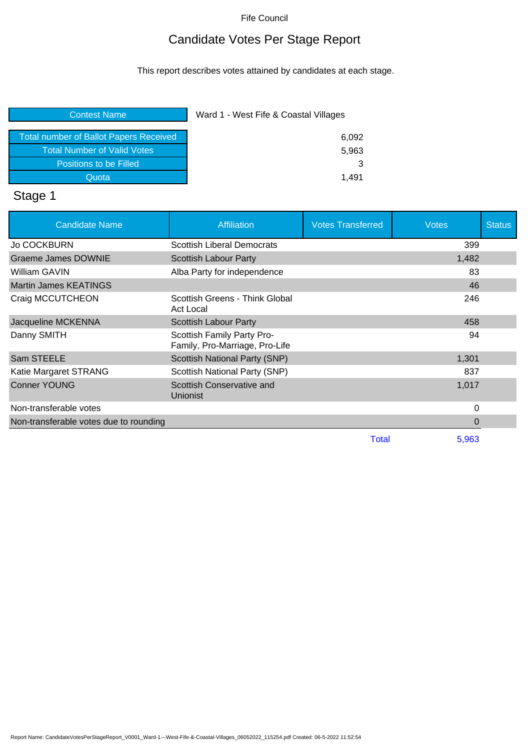Fife Council

# Candidate Votes Per Stage Report

This report describes votes attained by candidates at each stage.

| Contest Name | Ward 1 - West Fife & Coastal Villages |
|---|---|
| Total number of Ballot Papers Received | 6,092 |
| Total Number of Valid Votes | 5,963 |
| Positions to be Filled | 3 |
| Quota | 1,491 |

## Stage 1

| Candidate Name | Affiliation | Votes Transferred | Votes | Status |
|---|---|---|---|---|
| Jo COCKBURN | Scottish Liberal Democrats | | 399 | |
| Graeme James DOWNIE | Scottish Labour Party | | 1,482 | |
| William GAVIN | Alba Party for independence | | 83 | |
| Martin James KEATINGS | | | 46 | |
| Craig MCCUTCHEON | Scottish Greens - Think Global Act Local | | 246 | |
| Jacqueline MCKENNA | Scottish Labour Party | | 458 | |
| Danny SMITH | Scottish Family Party Pro-Family, Pro-Marriage, Pro-Life | | 94 | |
| Sam STEELE | Scottish National Party (SNP) | | 1,301 | |
| Katie Margaret STRANG | Scottish National Party (SNP) | | 837 | |
| Conner YOUNG | Scottish Conservative and Unionist | | 1,017 | |
| Non-transferable votes | | | 0 | |
| Non-transferable votes due to rounding | | | 0 | |
| | | Total | 5,963 | |

Report Name: CandidateVotesPerStageReport_V0001_Ward-1---West-Fife-&-Coastal-Villages_06052022_115254.pdf Created: 06-5-2022 11:52:54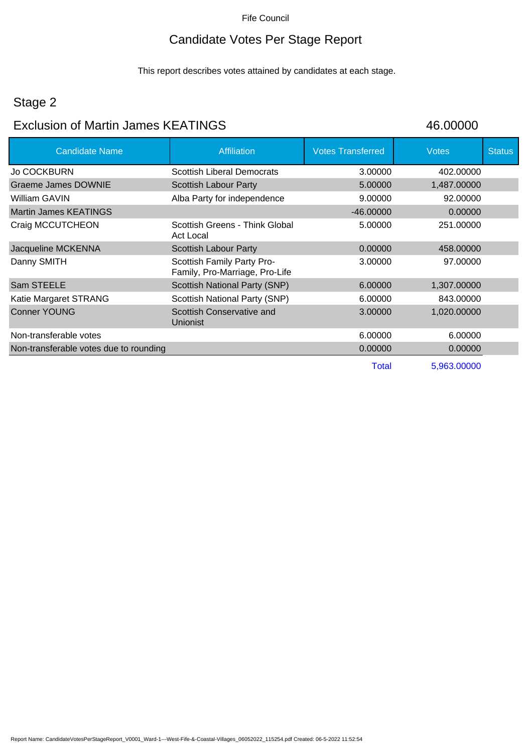Fife Council

# Candidate Votes Per Stage Report

This report describes votes attained by candidates at each stage.

## Stage 2

## Exclusion of Martin James KEATINGS 46.00000

| Candidate Name | Affiliation | Votes Transferred | Votes | Status |
|---|---|---|---|---|
| Jo COCKBURN | Scottish Liberal Democrats | 3.00000 | 402.00000 | |
| Graeme James DOWNIE | Scottish Labour Party | 5.00000 | 1,487.00000 | |
| William GAVIN | Alba Party for independence | 9.00000 | 92.00000 | |
| Martin James KEATINGS | | -46.00000 | 0.00000 | |
| Craig MCCUTCHEON | Scottish Greens - Think Global Act Local | 5.00000 | 251.00000 | |
| Jacqueline MCKENNA | Scottish Labour Party | 0.00000 | 458.00000 | |
| Danny SMITH | Scottish Family Party Pro-Family, Pro-Marriage, Pro-Life | 3.00000 | 97.00000 | |
| Sam STEELE | Scottish National Party (SNP) | 6.00000 | 1,307.00000 | |
| Katie Margaret STRANG | Scottish National Party (SNP) | 6.00000 | 843.00000 | |
| Conner YOUNG | Scottish Conservative and Unionist | 3.00000 | 1,020.00000 | |
| Non-transferable votes | | 6.00000 | 6.00000 | |
| Non-transferable votes due to rounding | | 0.00000 | 0.00000 | |
| | | Total | 5,963.00000 | |

Report Name: CandidateVotesPerStageReport_V0001_Ward-1---West-Fife-&-Coastal-Villages_06052022_115254.pdf Created: 06-5-2022 11:52:54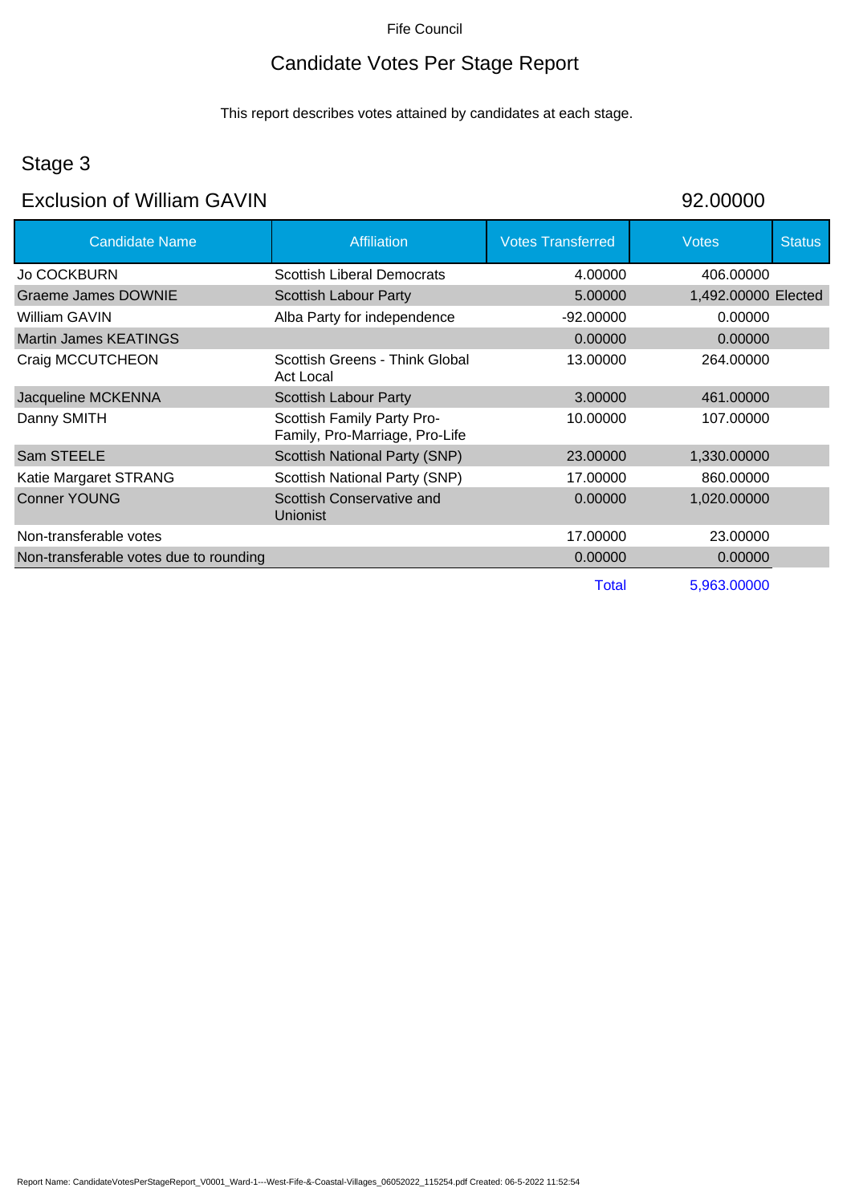Fife Council

# Candidate Votes Per Stage Report

This report describes votes attained by candidates at each stage.

## Stage 3

## Exclusion of William GAVIN 92.00000

| Candidate Name | Affiliation | Votes Transferred | Votes | Status |
|---|---|---|---|---|
| Jo COCKBURN | Scottish Liberal Democrats | 4.00000 | 406.00000 | |
| Graeme James DOWNIE | Scottish Labour Party | 5.00000 | 1,492.00000 | Elected |
| William GAVIN | Alba Party for independence | -92.00000 | 0.00000 | |
| Martin James KEATINGS | | 0.00000 | 0.00000 | |
| Craig MCCUTCHEON | Scottish Greens - Think Global Act Local | 13.00000 | 264.00000 | |
| Jacqueline MCKENNA | Scottish Labour Party | 3.00000 | 461.00000 | |
| Danny SMITH | Scottish Family Party Pro-Family, Pro-Marriage, Pro-Life | 10.00000 | 107.00000 | |
| Sam STEELE | Scottish National Party (SNP) | 23.00000 | 1,330.00000 | |
| Katie Margaret STRANG | Scottish National Party (SNP) | 17.00000 | 860.00000 | |
| Conner YOUNG | Scottish Conservative and Unionist | 0.00000 | 1,020.00000 | |
| Non-transferable votes | | 17.00000 | 23.00000 | |
| Non-transferable votes due to rounding | | 0.00000 | 0.00000 | |
| | | Total | 5,963.00000 | |

Report Name: CandidateVotesPerStageReport_V0001_Ward-1---West-Fife-&-Coastal-Villages_06052022_115254.pdf Created: 06-5-2022 11:52:54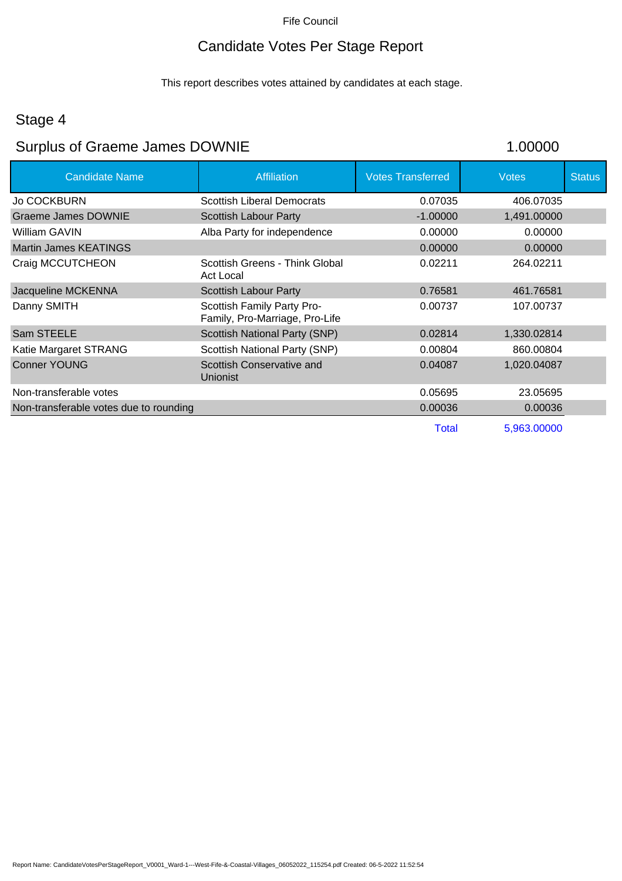Fife Council

# Candidate Votes Per Stage Report

This report describes votes attained by candidates at each stage.

## Stage 4

## Surplus of Graeme James DOWNIE 1.00000

| Candidate Name | Affiliation | Votes Transferred | Votes | Status |
|---|---|---|---|---|
| Jo COCKBURN | Scottish Liberal Democrats | 0.07035 | 406.07035 | |
| Graeme James DOWNIE | Scottish Labour Party | -1.00000 | 1,491.00000 | |
| William GAVIN | Alba Party for independence | 0.00000 | 0.00000 | |
| Martin James KEATINGS | | 0.00000 | 0.00000 | |
| Craig MCCUTCHEON | Scottish Greens - Think Global Act Local | 0.02211 | 264.02211 | |
| Jacqueline MCKENNA | Scottish Labour Party | 0.76581 | 461.76581 | |
| Danny SMITH | Scottish Family Party Pro-Family, Pro-Marriage, Pro-Life | 0.00737 | 107.00737 | |
| Sam STEELE | Scottish National Party (SNP) | 0.02814 | 1,330.02814 | |
| Katie Margaret STRANG | Scottish National Party (SNP) | 0.00804 | 860.00804 | |
| Conner YOUNG | Scottish Conservative and Unionist | 0.04087 | 1,020.04087 | |
| Non-transferable votes | | 0.05695 | 23.05695 | |
| Non-transferable votes due to rounding | | 0.00036 | 0.00036 | |
| | | Total | 5,963.00000 | |

Report Name: CandidateVotesPerStageReport_V0001_Ward-1---West-Fife-&-Coastal-Villages_06052022_115254.pdf Created: 06-5-2022 11:52:54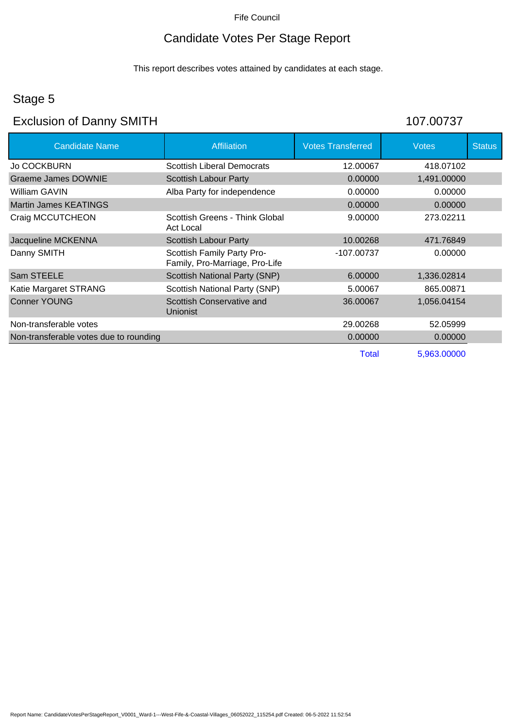Fife Council

# Candidate Votes Per Stage Report

This report describes votes attained by candidates at each stage.

## Stage 5

## Exclusion of Danny SMITH 107.00737

| Candidate Name | Affiliation | Votes Transferred | Votes | Status |
|---|---|---|---|---|
| Jo COCKBURN | Scottish Liberal Democrats | 12.00067 | 418.07102 | |
| Graeme James DOWNIE | Scottish Labour Party | 0.00000 | 1,491.00000 | |
| William GAVIN | Alba Party for independence | 0.00000 | 0.00000 | |
| Martin James KEATINGS | | 0.00000 | 0.00000 | |
| Craig MCCUTCHEON | Scottish Greens - Think Global Act Local | 9.00000 | 273.02211 | |
| Jacqueline MCKENNA | Scottish Labour Party | 10.00268 | 471.76849 | |
| Danny SMITH | Scottish Family Party Pro-Family, Pro-Marriage, Pro-Life | -107.00737 | 0.00000 | |
| Sam STEELE | Scottish National Party (SNP) | 6.00000 | 1,336.02814 | |
| Katie Margaret STRANG | Scottish National Party (SNP) | 5.00067 | 865.00871 | |
| Conner YOUNG | Scottish Conservative and Unionist | 36.00067 | 1,056.04154 | |
| Non-transferable votes | | 29.00268 | 52.05999 | |
| Non-transferable votes due to rounding | | 0.00000 | 0.00000 | |
| | | Total | 5,963.00000 | |

Report Name: CandidateVotesPerStageReport_V0001_Ward-1---West-Fife-&-Coastal-Villages_06052022_115254.pdf Created: 06-5-2022 11:52:54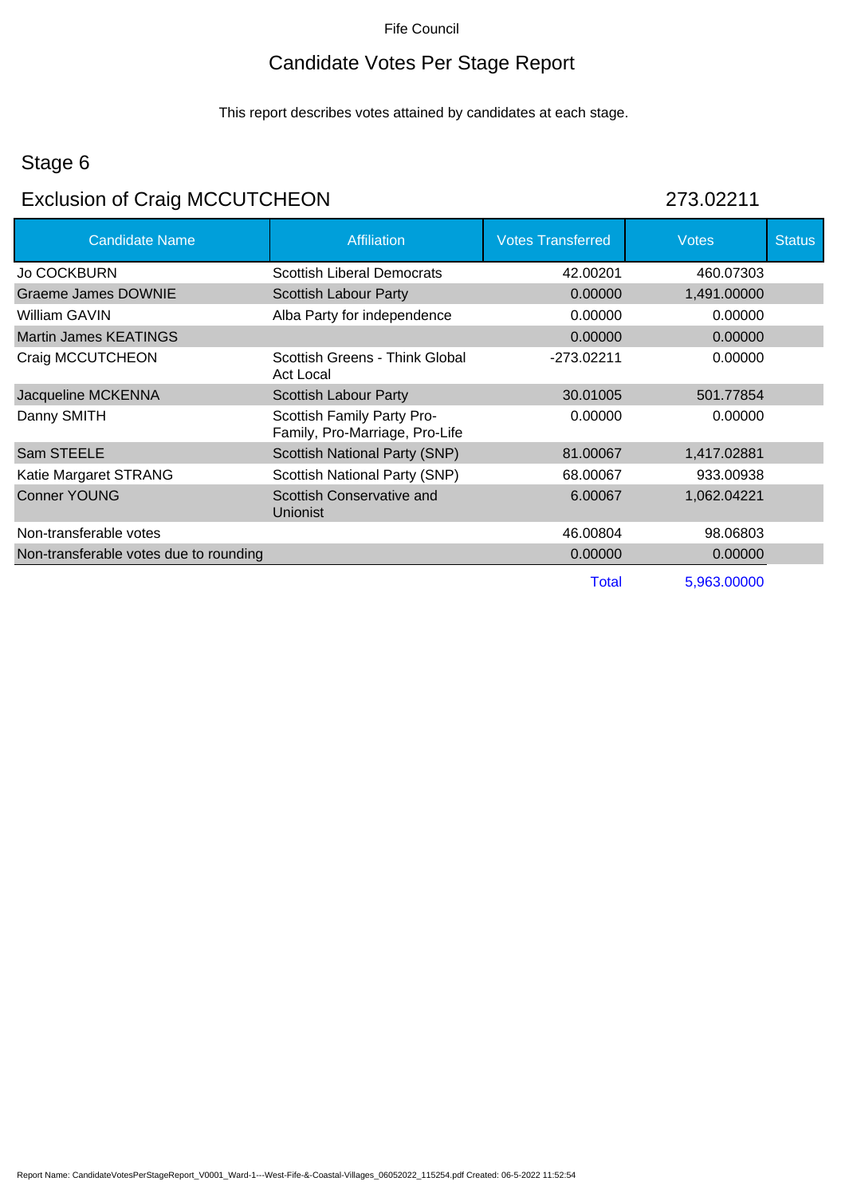Fife Council

# Candidate Votes Per Stage Report

This report describes votes attained by candidates at each stage.

## Stage 6

## Exclusion of Craig MCCUTCHEON 273.02211

| Candidate Name | Affiliation | Votes Transferred | Votes | Status |
|---|---|---|---|---|
| Jo COCKBURN | Scottish Liberal Democrats | 42.00201 | 460.07303 | |
| Graeme James DOWNIE | Scottish Labour Party | 0.00000 | 1,491.00000 | |
| William GAVIN | Alba Party for independence | 0.00000 | 0.00000 | |
| Martin James KEATINGS | | 0.00000 | 0.00000 | |
| Craig MCCUTCHEON | Scottish Greens - Think Global Act Local | -273.02211 | 0.00000 | |
| Jacqueline MCKENNA | Scottish Labour Party | 30.01005 | 501.77854 | |
| Danny SMITH | Scottish Family Party Pro-Family, Pro-Marriage, Pro-Life | 0.00000 | 0.00000 | |
| Sam STEELE | Scottish National Party (SNP) | 81.00067 | 1,417.02881 | |
| Katie Margaret STRANG | Scottish National Party (SNP) | 68.00067 | 933.00938 | |
| Conner YOUNG | Scottish Conservative and Unionist | 6.00067 | 1,062.04221 | |
| Non-transferable votes | | 46.00804 | 98.06803 | |
| Non-transferable votes due to rounding | | 0.00000 | 0.00000 | |
| | | Total | 5,963.00000 | |

Report Name: CandidateVotesPerStageReport_V0001_Ward-1---West-Fife-&-Coastal-Villages_06052022_115254.pdf Created: 06-5-2022 11:52:54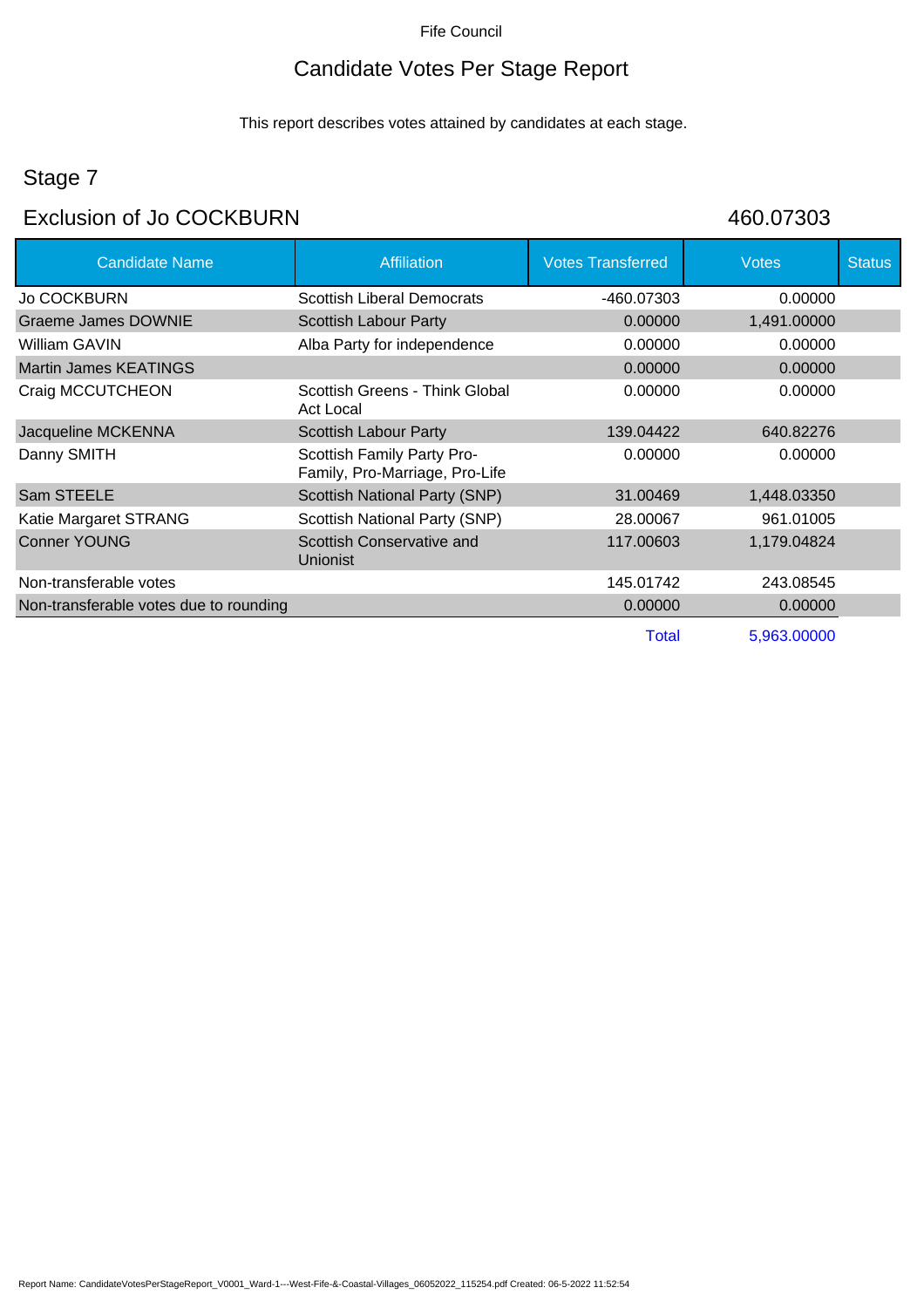Fife Council

# Candidate Votes Per Stage Report

This report describes votes attained by candidates at each stage.

## Stage 7

## Exclusion of Jo COCKBURN 460.07303

| Candidate Name | Affiliation | Votes Transferred | Votes | Status |
|---|---|---|---|---|
| Jo COCKBURN | Scottish Liberal Democrats | -460.07303 | 0.00000 | |
| Graeme James DOWNIE | Scottish Labour Party | 0.00000 | 1,491.00000 | |
| William GAVIN | Alba Party for independence | 0.00000 | 0.00000 | |
| Martin James KEATINGS | | 0.00000 | 0.00000 | |
| Craig MCCUTCHEON | Scottish Greens - Think Global Act Local | 0.00000 | 0.00000 | |
| Jacqueline MCKENNA | Scottish Labour Party | 139.04422 | 640.82276 | |
| Danny SMITH | Scottish Family Party Pro-Family, Pro-Marriage, Pro-Life | 0.00000 | 0.00000 | |
| Sam STEELE | Scottish National Party (SNP) | 31.00469 | 1,448.03350 | |
| Katie Margaret STRANG | Scottish National Party (SNP) | 28.00067 | 961.01005 | |
| Conner YOUNG | Scottish Conservative and Unionist | 117.00603 | 1,179.04824 | |
| Non-transferable votes | | 145.01742 | 243.08545 | |
| Non-transferable votes due to rounding | | 0.00000 | 0.00000 | |
| | | Total | 5,963.00000 | |

Report Name: CandidateVotesPerStageReport_V0001_Ward-1---West-Fife-&-Coastal-Villages_06052022_115254.pdf Created: 06-5-2022 11:52:54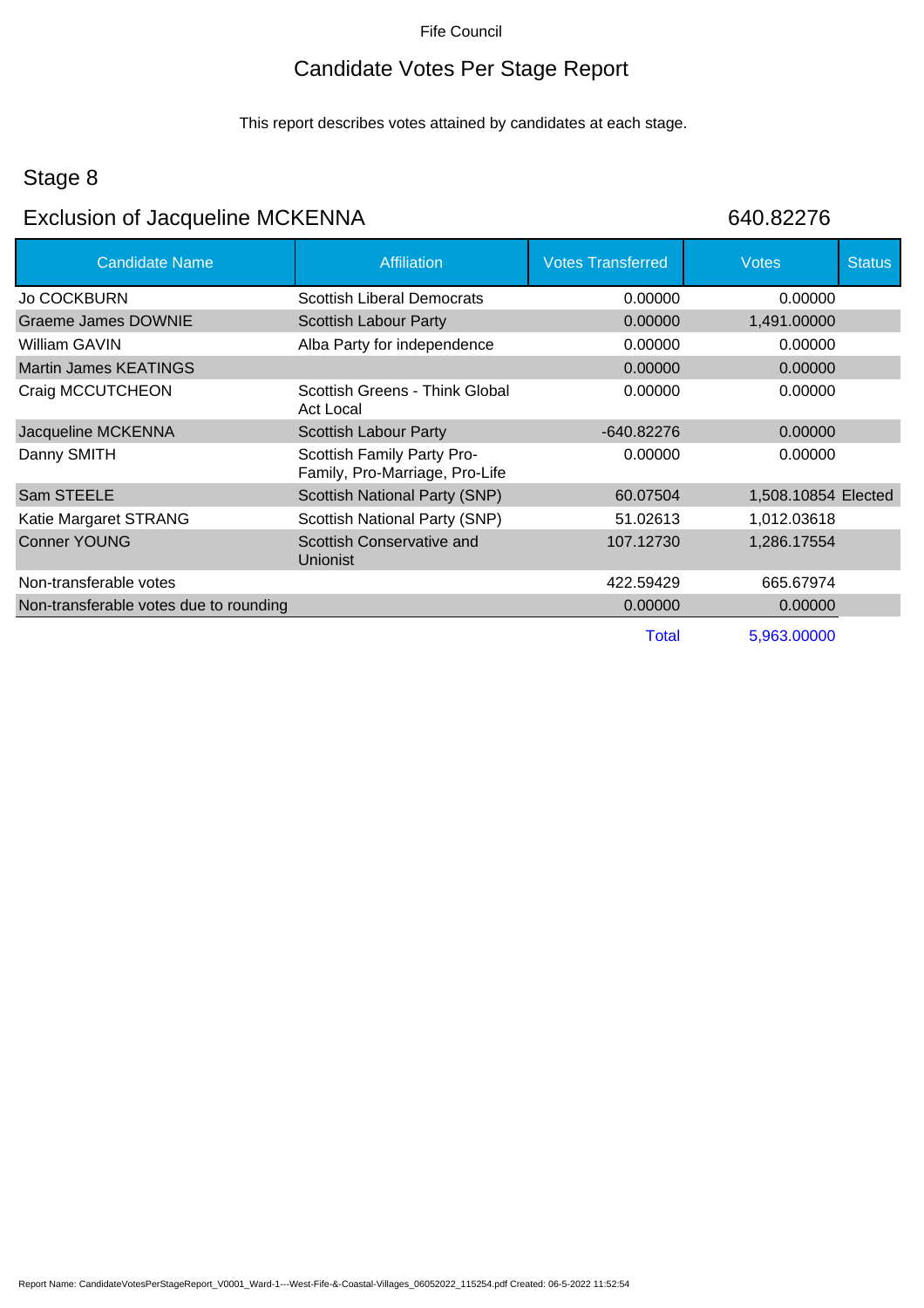Fife Council

# Candidate Votes Per Stage Report

This report describes votes attained by candidates at each stage.

## Stage 8

## Exclusion of Jacqueline MCKENNA 640.82276

| Candidate Name | Affiliation | Votes Transferred | Votes | Status |
|---|---|---|---|---|
| Jo COCKBURN | Scottish Liberal Democrats | 0.00000 | 0.00000 | |
| Graeme James DOWNIE | Scottish Labour Party | 0.00000 | 1,491.00000 | |
| William GAVIN | Alba Party for independence | 0.00000 | 0.00000 | |
| Martin James KEATINGS | | 0.00000 | 0.00000 | |
| Craig MCCUTCHEON | Scottish Greens - Think Global Act Local | 0.00000 | 0.00000 | |
| Jacqueline MCKENNA | Scottish Labour Party | -640.82276 | 0.00000 | |
| Danny SMITH | Scottish Family Party Pro-Family, Pro-Marriage, Pro-Life | 0.00000 | 0.00000 | |
| Sam STEELE | Scottish National Party (SNP) | 60.07504 | 1,508.10854 | Elected |
| Katie Margaret STRANG | Scottish National Party (SNP) | 51.02613 | 1,012.03618 | |
| Conner YOUNG | Scottish Conservative and Unionist | 107.12730 | 1,286.17554 | |
| Non-transferable votes | | 422.59429 | 665.67974 | |
| Non-transferable votes due to rounding | | 0.00000 | 0.00000 | |
| | | Total | 5,963.00000 | |

Report Name: CandidateVotesPerStageReport_V0001_Ward-1---West-Fife-&-Coastal-Villages_06052022_115254.pdf Created: 06-5-2022 11:52:54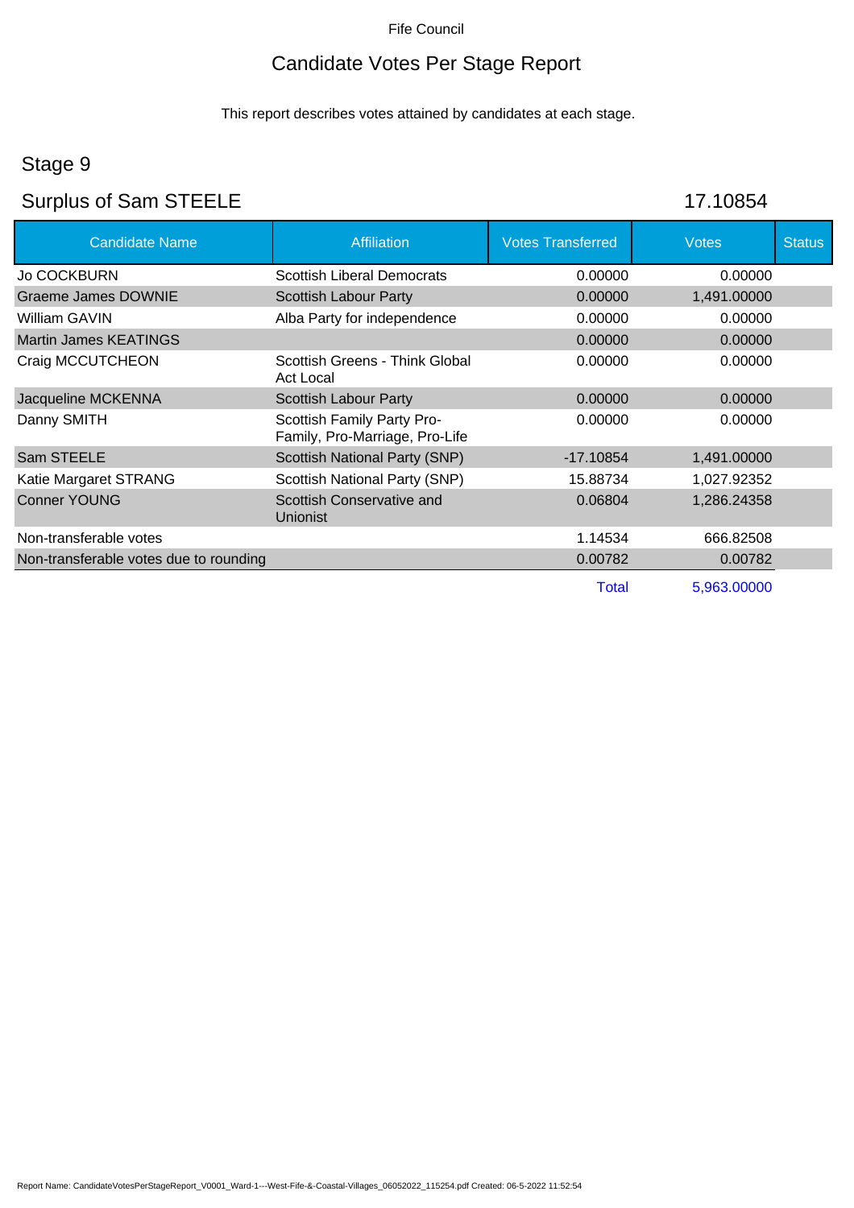Fife Council

# Candidate Votes Per Stage Report

This report describes votes attained by candidates at each stage.

## Stage 9

## Surplus of Sam STEELE 17.10854

| Candidate Name | Affiliation | Votes Transferred | Votes | Status |
|---|---|---|---|---|
| Jo COCKBURN | Scottish Liberal Democrats | 0.00000 | 0.00000 | |
| Graeme James DOWNIE | Scottish Labour Party | 0.00000 | 1,491.00000 | |
| William GAVIN | Alba Party for independence | 0.00000 | 0.00000 | |
| Martin James KEATINGS | | 0.00000 | 0.00000 | |
| Craig MCCUTCHEON | Scottish Greens - Think Global Act Local | 0.00000 | 0.00000 | |
| Jacqueline MCKENNA | Scottish Labour Party | 0.00000 | 0.00000 | |
| Danny SMITH | Scottish Family Party Pro-Family, Pro-Marriage, Pro-Life | 0.00000 | 0.00000 | |
| Sam STEELE | Scottish National Party (SNP) | -17.10854 | 1,491.00000 | |
| Katie Margaret STRANG | Scottish National Party (SNP) | 15.88734 | 1,027.92352 | |
| Conner YOUNG | Scottish Conservative and Unionist | 0.06804 | 1,286.24358 | |
| Non-transferable votes | | 1.14534 | 666.82508 | |
| Non-transferable votes due to rounding | | 0.00782 | 0.00782 | |
| | | Total | 5,963.00000 | |

Report Name: CandidateVotesPerStageReport_V0001_Ward-1---West-Fife-&-Coastal-Villages_06052022_115254.pdf Created: 06-5-2022 11:52:54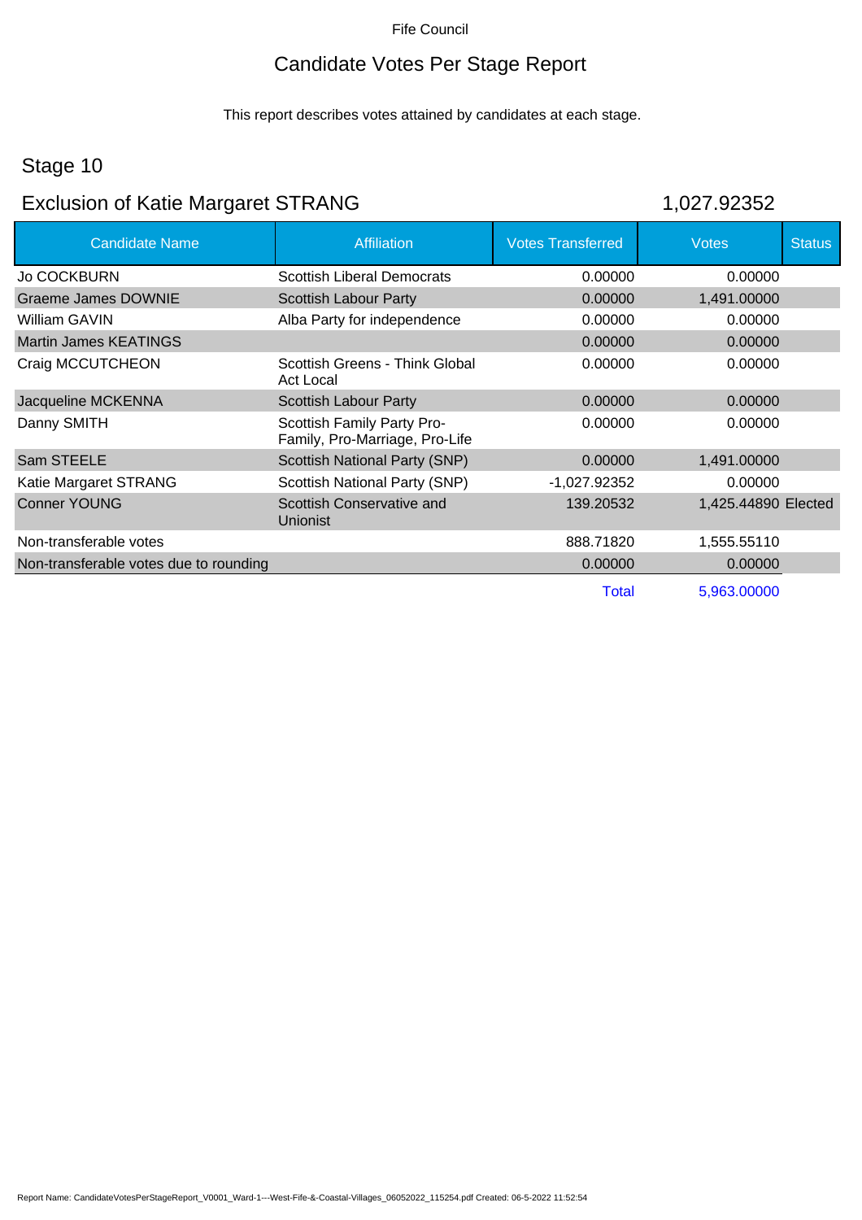Fife Council

# Candidate Votes Per Stage Report

This report describes votes attained by candidates at each stage.

## Stage 10

## Exclusion of Katie Margaret STRANG 1,027.92352

| Candidate Name | Affiliation | Votes Transferred | Votes | Status |
|---|---|---|---|---|
| Jo COCKBURN | Scottish Liberal Democrats | 0.00000 | 0.00000 | |
| Graeme James DOWNIE | Scottish Labour Party | 0.00000 | 1,491.00000 | |
| William GAVIN | Alba Party for independence | 0.00000 | 0.00000 | |
| Martin James KEATINGS | | 0.00000 | 0.00000 | |
| Craig MCCUTCHEON | Scottish Greens - Think Global Act Local | 0.00000 | 0.00000 | |
| Jacqueline MCKENNA | Scottish Labour Party | 0.00000 | 0.00000 | |
| Danny SMITH | Scottish Family Party Pro-Family, Pro-Marriage, Pro-Life | 0.00000 | 0.00000 | |
| Sam STEELE | Scottish National Party (SNP) | 0.00000 | 1,491.00000 | |
| Katie Margaret STRANG | Scottish National Party (SNP) | -1,027.92352 | 0.00000 | |
| Conner YOUNG | Scottish Conservative and Unionist | 139.20532 | 1,425.44890 | Elected |
| Non-transferable votes | | 888.71820 | 1,555.55110 | |
| Non-transferable votes due to rounding | | 0.00000 | 0.00000 | |
| | | Total | 5,963.00000 | |

Report Name: CandidateVotesPerStageReport_V0001_Ward-1---West-Fife-&-Coastal-Villages_06052022_115254.pdf Created: 06-5-2022 11:52:54